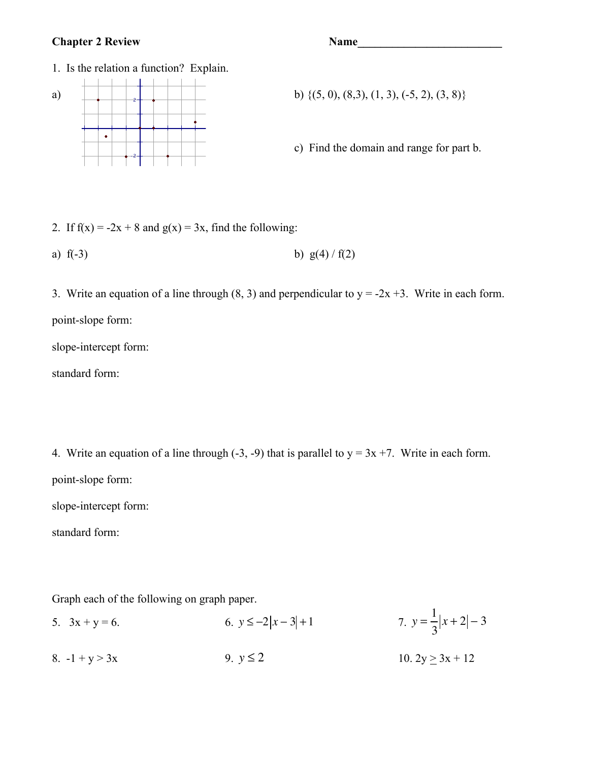**Chapter 2 Review** **Name**_________________________

1. Is the relation a function? Explain.

a)

2

-2

b) {(5, 0), (8,3), (1, 3), (-5, 2), (3, 8)}

c) Find the domain and range for part b.

2. If f(x) = -2x + 8 and g(x) = 3x, find the following:

a) f(-3)

b) g(4) / f(2)

3. Write an equation of a line through (8, 3) and perpendicular to y = -2x +3. Write in each form.

point-slope form:

slope-intercept form:

standard form:

4. Write an equation of a line through (-3, -9) that is parallel to y = 3x +7. Write in each form.

point-slope form:

slope-intercept form:

standard form:

Graph each of the following on graph paper.

5. 3x + y = 6.

6. $y \leq -2|x-3|+1$

7. $y = \frac{1}{3}|x+2|-3$

8. -1 + y > 3x

9. $y \leq 2$

10. $2y \geq 3x + 12$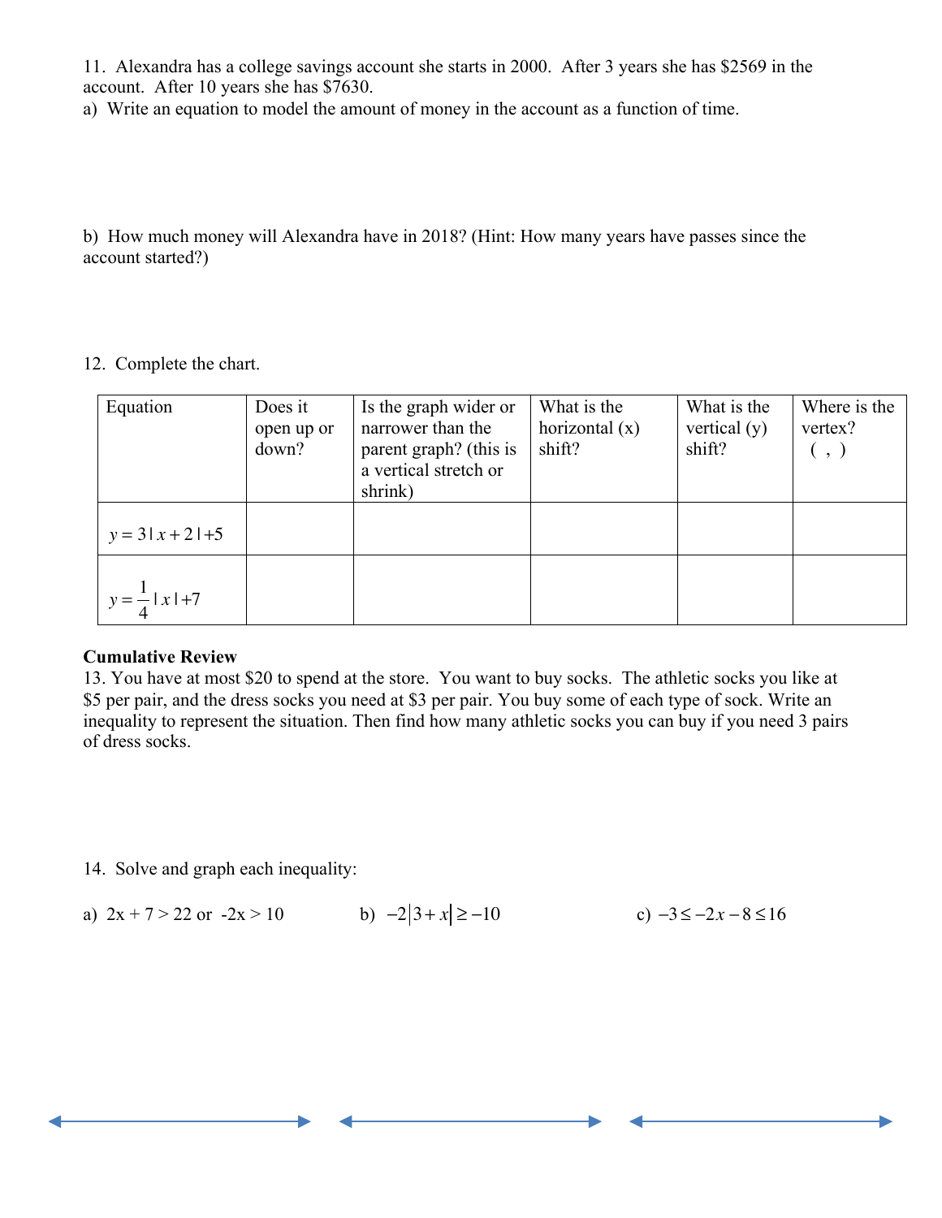11. Alexandra has a college savings account she starts in 2000. After 3 years she has \$2569 in the account. After 10 years she has \$7630.

a) Write an equation to model the amount of money in the account as a function of time.

b) How much money will Alexandra have in 2018? (Hint: How many years have passes since the account started?)

12. Complete the chart.

| Equation | Does it open up or down? | Is the graph wider or narrower than the parent graph? (this is a vertical stretch or shrink) | What is the horizontal (x) shift? | What is the vertical (y) shift? | Where is the vertex? ( , ) |
|---|---|---|---|---|---|
| $y = 3\|x+2\|+5$ | | | | | |
| $y = \frac{1}{4}\|x\|+7$ | | | | | |

**Cumulative Review**

13. You have at most \$20 to spend at the store. You want to buy socks. The athletic socks you like at \$5 per pair, and the dress socks you need at \$3 per pair. You buy some of each type of sock. Write an inequality to represent the situation. Then find how many athletic socks you can buy if you need 3 pairs of dress socks.

14. Solve and graph each inequality:

a) $2x + 7 > 22$ or $-2x > 10$

b) $-2|3+x| \geq -10$

c) $-3 \leq -2x - 8 \leq 16$